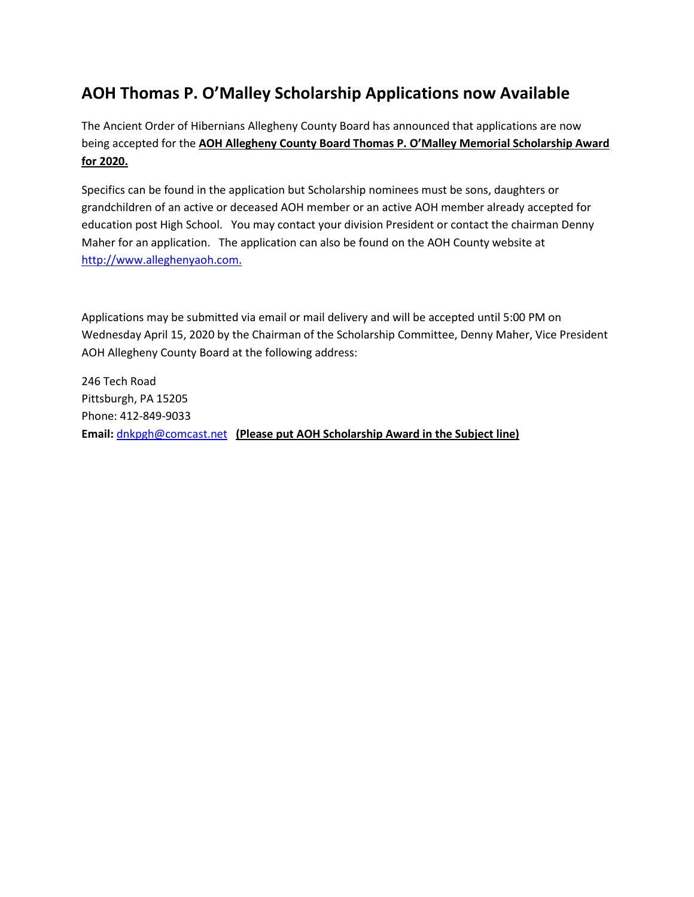# AOH Thomas P. O'Malley Scholarship Applications now Available

The Ancient Order of Hibernians Allegheny County Board has announced that applications are now being accepted for the **AOH Allegheny County Board Thomas P. O'Malley Memorial Scholarship Award for 2020.**

Specifics can be found in the application but Scholarship nominees must be sons, daughters or grandchildren of an active or deceased AOH member or an active AOH member already accepted for education post High School. You may contact your division President or contact the chairman Denny Maher for an application. The application can also be found on the AOH County website at http://www.alleghenyaoh.com.

Applications may be submitted via email or mail delivery and will be accepted until 5:00 PM on Wednesday April 15, 2020 by the Chairman of the Scholarship Committee, Denny Maher, Vice President AOH Allegheny County Board at the following address:

246 Tech Road
Pittsburgh, PA 15205
Phone: 412-849-9033
**Email:** dnkpgh@comcast.net **(Please put AOH Scholarship Award in the Subject line)**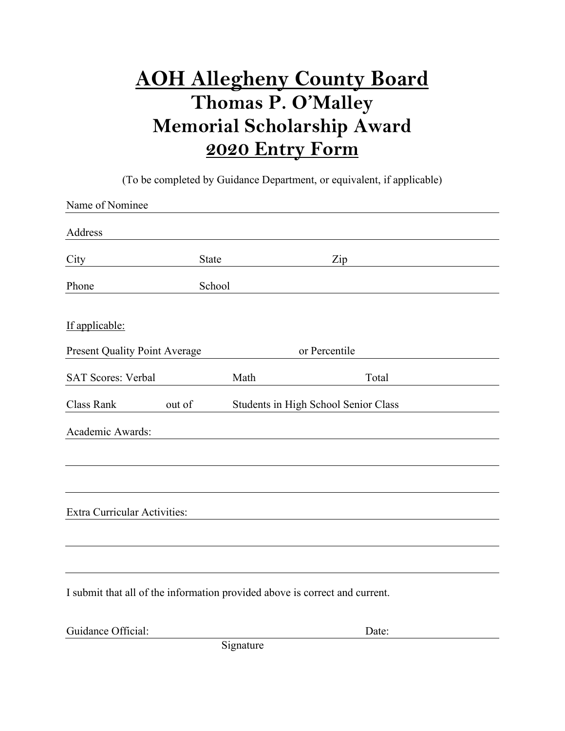# AOH Allegheny County Board

## Thomas P. O'Malley
## Memorial Scholarship Award
## 2020 Entry Form

(To be completed by Guidance Department, or equivalent, if applicable)

Name of Nominee ______________________________________________

Address ______________________________________________

City ______________ State ______________ Zip ______________

Phone ______________ School ______________________________

If applicable:

Present Quality Point Average ______________ or Percentile ______________

SAT Scores: Verbal ______________ Math ______________ Total ______________

Class Rank ________ out of ________ Students in High School Senior Class

Academic Awards: ______________________________________________

______________________________________________

______________________________________________

Extra Curricular Activities: ______________________________________________

______________________________________________

______________________________________________

I submit that all of the information provided above is correct and current.

Guidance Official: ______________________________ Date: ______________

Signature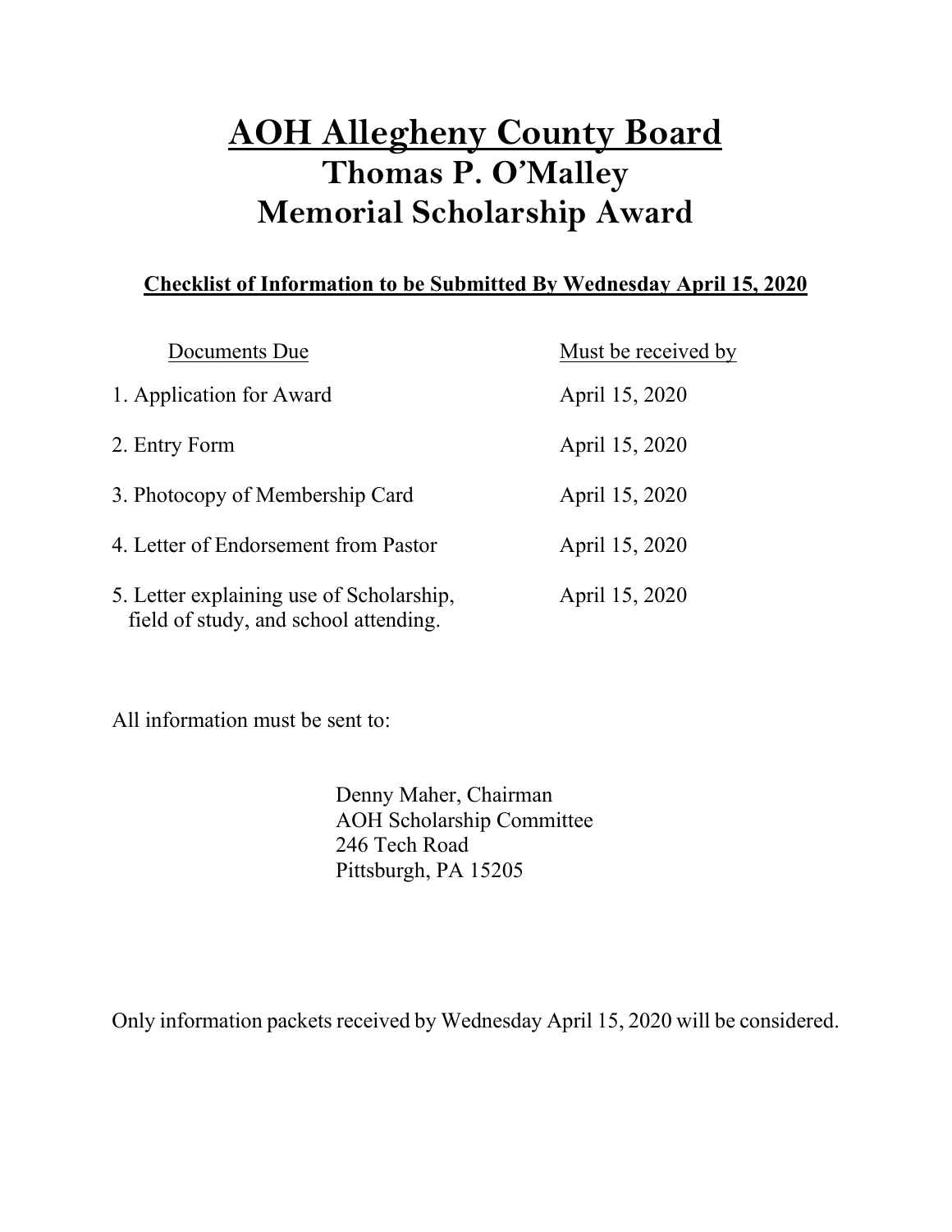# AOH Allegheny County Board
# Thomas P. O'Malley Memorial Scholarship Award

**Checklist of Information to be Submitted By Wednesday April 15, 2020**

| Documents Due | Must be received by |
| --- | --- |
| 1. Application for Award | April 15, 2020 |
| 2. Entry Form | April 15, 2020 |
| 3. Photocopy of Membership Card | April 15, 2020 |
| 4. Letter of Endorsement from Pastor | April 15, 2020 |
| 5. Letter explaining use of Scholarship, field of study, and school attending. | April 15, 2020 |

All information must be sent to:

Denny Maher, Chairman
AOH Scholarship Committee
246 Tech Road
Pittsburgh, PA 15205

Only information packets received by Wednesday April 15, 2020 will be considered.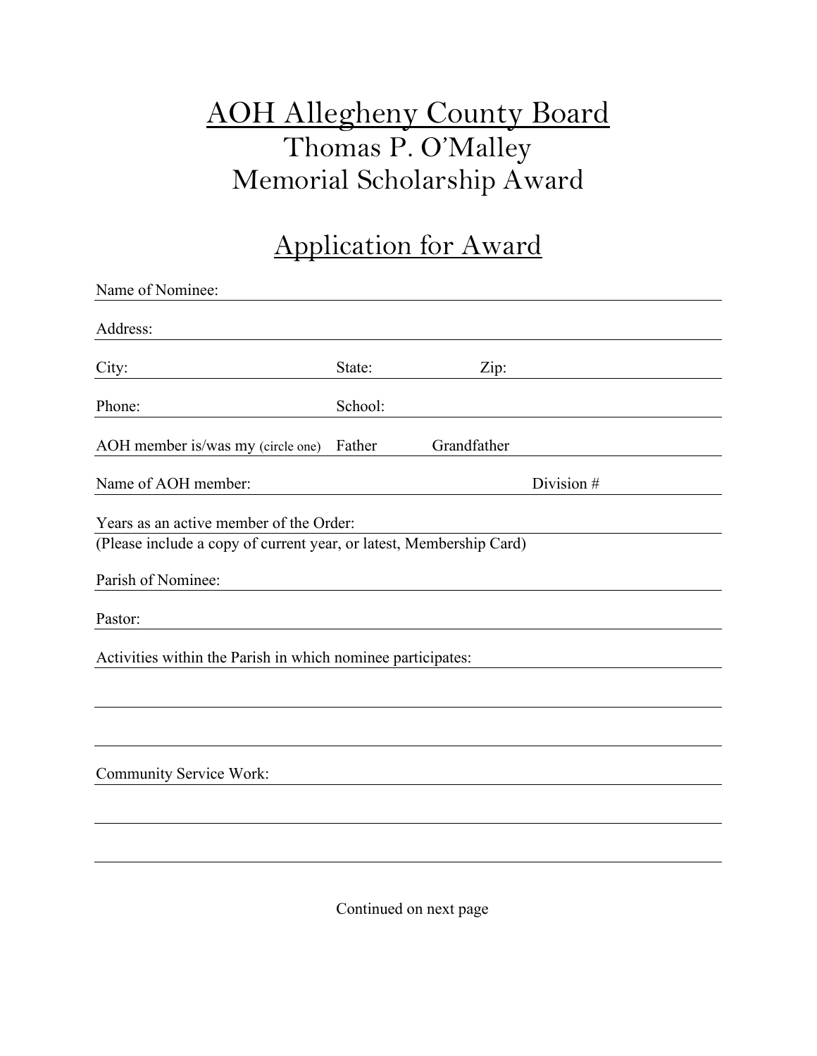# AOH Allegheny County Board

## Thomas P. O'Malley
## Memorial Scholarship Award

## Application for Award

Name of Nominee: ________________________________________________

Address: ________________________________________________

City: ____________________ State: __________ Zip: ____________________

Phone: ____________________ School: ________________________________

AOH member is/was my (circle one) Father Grandfather

Name of AOH member: ____________________ Division # ____________

Years as an active member of the Order: ________________________________
(Please include a copy of current year, or latest, Membership Card)

Parish of Nominee: ________________________________________________

Pastor: ________________________________________________

Activities within the Parish in which nominee participates: ____________________

________________________________________________

________________________________________________

Community Service Work: ________________________________________________

________________________________________________

________________________________________________

Continued on next page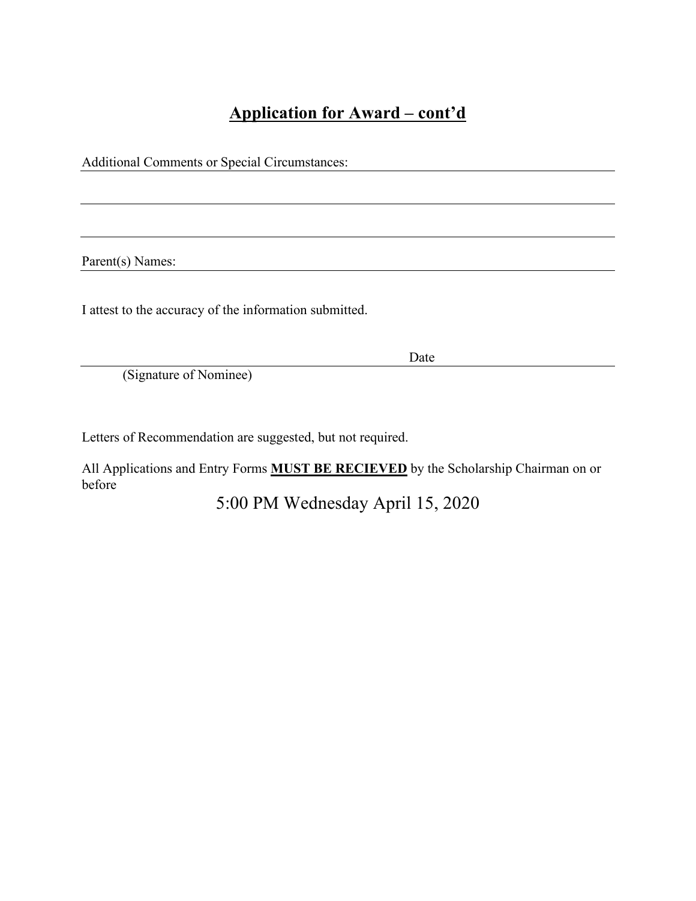## **Application for Award – cont'd**

Additional Comments or Special Circumstances: \_\_\_\_\_\_\_\_\_\_\_\_\_\_\_\_\_\_\_\_\_\_\_\_\_\_\_\_\_\_\_\_\_\_\_\_\_\_\_\_

\_\_\_\_\_\_\_\_\_\_\_\_\_\_\_\_\_\_\_\_\_\_\_\_\_\_\_\_\_\_\_\_\_\_\_\_\_\_\_\_\_\_\_\_\_\_\_\_\_\_\_\_\_\_\_\_\_\_\_\_\_\_\_\_\_\_\_\_\_\_\_\_\_\_\_\_

\_\_\_\_\_\_\_\_\_\_\_\_\_\_\_\_\_\_\_\_\_\_\_\_\_\_\_\_\_\_\_\_\_\_\_\_\_\_\_\_\_\_\_\_\_\_\_\_\_\_\_\_\_\_\_\_\_\_\_\_\_\_\_\_\_\_\_\_\_\_\_\_\_\_\_\_

Parent(s) Names: \_\_\_\_\_\_\_\_\_\_\_\_\_\_\_\_\_\_\_\_\_\_\_\_\_\_\_\_\_\_\_\_\_\_\_\_\_\_\_\_\_\_\_\_\_\_\_\_\_\_\_\_\_\_\_\_\_\_\_\_

I attest to the accuracy of the information submitted.

\_\_\_\_\_\_\_\_\_\_\_\_\_\_\_\_\_\_\_\_\_\_\_\_\_\_\_\_\_\_\_\_\_\_\_\_\_\_\_\_\_\_\_\_ Date \_\_\_\_\_\_\_\_\_\_\_\_\_\_\_\_\_\_\_\_\_\_\_\_

(Signature of Nominee)

Letters of Recommendation are suggested, but not required.

All Applications and Entry Forms **MUST BE RECIEVED** by the Scholarship Chairman on or before

5:00 PM Wednesday April 15, 2020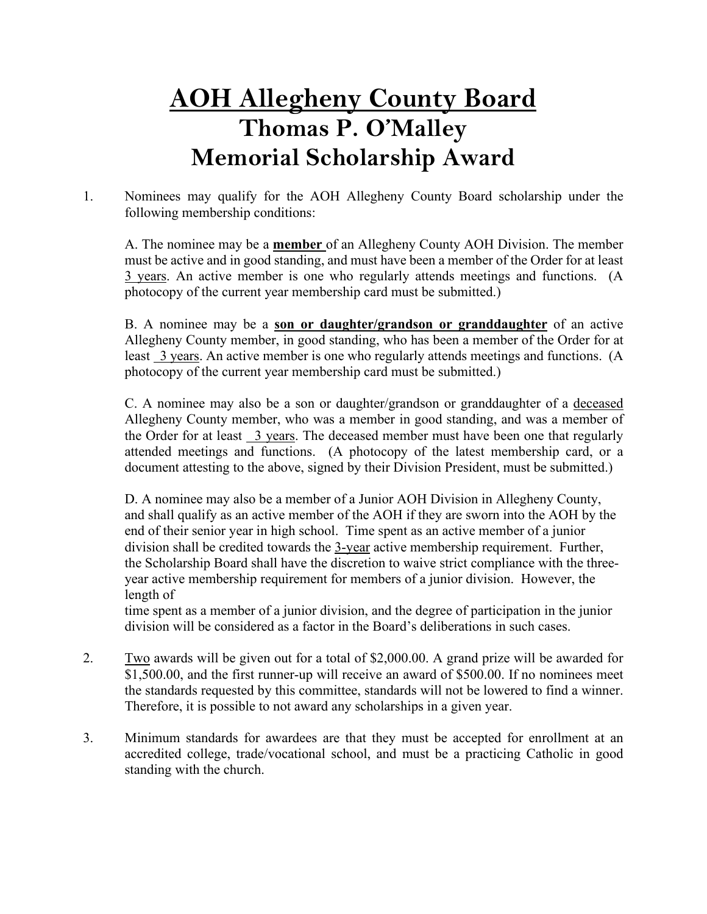# AOH Allegheny County Board

## Thomas P. O'Malley Memorial Scholarship Award

1. Nominees may qualify for the AOH Allegheny County Board scholarship under the following membership conditions:

   A. The nominee may be a **member** of an Allegheny County AOH Division. The member must be active and in good standing, and must have been a member of the Order for at least 3 years. An active member is one who regularly attends meetings and functions. (A photocopy of the current year membership card must be submitted.)

   B. A nominee may be a **son or daughter/grandson or granddaughter** of an active Allegheny County member, in good standing, who has been a member of the Order for at least 3 years. An active member is one who regularly attends meetings and functions. (A photocopy of the current year membership card must be submitted.)

   C. A nominee may also be a son or daughter/grandson or granddaughter of a deceased Allegheny County member, who was a member in good standing, and was a member of the Order for at least 3 years. The deceased member must have been one that regularly attended meetings and functions. (A photocopy of the latest membership card, or a document attesting to the above, signed by their Division President, must be submitted.)

   D. A nominee may also be a member of a Junior AOH Division in Allegheny County, and shall qualify as an active member of the AOH if they are sworn into the AOH by the end of their senior year in high school. Time spent as an active member of a junior division shall be credited towards the 3-year active membership requirement. Further, the Scholarship Board shall have the discretion to waive strict compliance with the three-year active membership requirement for members of a junior division. However, the length of time spent as a member of a junior division, and the degree of participation in the junior division will be considered as a factor in the Board's deliberations in such cases.

2. Two awards will be given out for a total of $2,000.00. A grand prize will be awarded for $1,500.00, and the first runner-up will receive an award of $500.00. If no nominees meet the standards requested by this committee, standards will not be lowered to find a winner. Therefore, it is possible to not award any scholarships in a given year.

3. Minimum standards for awardees are that they must be accepted for enrollment at an accredited college, trade/vocational school, and must be a practicing Catholic in good standing with the church.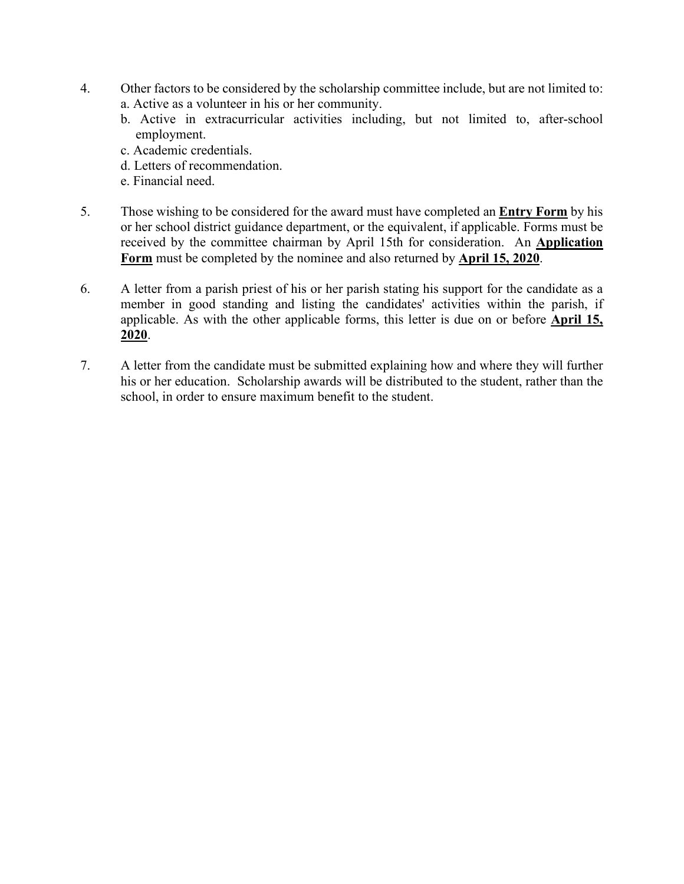4. Other factors to be considered by the scholarship committee include, but are not limited to:
    a. Active as a volunteer in his or her community.
    b. Active in extracurricular activities including, but not limited to, after-school employment.
    c. Academic credentials.
    d. Letters of recommendation.
    e. Financial need.

5. Those wishing to be considered for the award must have completed an **Entry Form** by his or her school district guidance department, or the equivalent, if applicable. Forms must be received by the committee chairman by April 15th for consideration. An **Application Form** must be completed by the nominee and also returned by **April 15, 2020**.

6. A letter from a parish priest of his or her parish stating his support for the candidate as a member in good standing and listing the candidates' activities within the parish, if applicable. As with the other applicable forms, this letter is due on or before **April 15, 2020**.

7. A letter from the candidate must be submitted explaining how and where they will further his or her education. Scholarship awards will be distributed to the student, rather than the school, in order to ensure maximum benefit to the student.